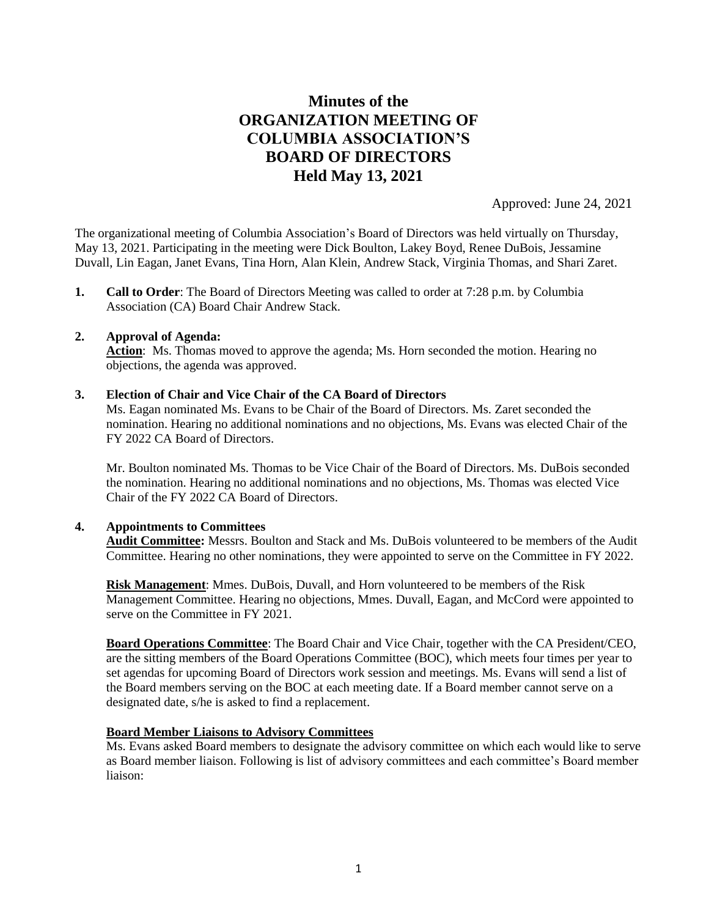# Minutes of the ORGANIZATION MEETING OF COLUMBIA ASSOCIATION'S BOARD OF DIRECTORS Held May 13, 2021

Approved: June 24, 2021

The organizational meeting of Columbia Association's Board of Directors was held virtually on Thursday, May 13, 2021. Participating in the meeting were Dick Boulton, Lakey Boyd, Renee DuBois, Jessamine Duvall, Lin Eagan, Janet Evans, Tina Horn, Alan Klein, Andrew Stack, Virginia Thomas, and Shari Zaret.

1. **Call to Order**: The Board of Directors Meeting was called to order at 7:28 p.m. by Columbia Association (CA) Board Chair Andrew Stack.

2. **Approval of Agenda:**
   **Action**: Ms. Thomas moved to approve the agenda; Ms. Horn seconded the motion. Hearing no objections, the agenda was approved.

3. **Election of Chair and Vice Chair of the CA Board of Directors**
   Ms. Eagan nominated Ms. Evans to be Chair of the Board of Directors. Ms. Zaret seconded the nomination. Hearing no additional nominations and no objections, Ms. Evans was elected Chair of the FY 2022 CA Board of Directors.

   Mr. Boulton nominated Ms. Thomas to be Vice Chair of the Board of Directors. Ms. DuBois seconded the nomination. Hearing no additional nominations and no objections, Ms. Thomas was elected Vice Chair of the FY 2022 CA Board of Directors.

4. **Appointments to Committees**
   **Audit Committee:** Messrs. Boulton and Stack and Ms. DuBois volunteered to be members of the Audit Committee. Hearing no other nominations, they were appointed to serve on the Committee in FY 2022.

   **Risk Management**: Mmes. DuBois, Duvall, and Horn volunteered to be members of the Risk Management Committee. Hearing no objections, Mmes. Duvall, Eagan, and McCord were appointed to serve on the Committee in FY 2021.

   **Board Operations Committee**: The Board Chair and Vice Chair, together with the CA President/CEO, are the sitting members of the Board Operations Committee (BOC), which meets four times per year to set agendas for upcoming Board of Directors work session and meetings. Ms. Evans will send a list of the Board members serving on the BOC at each meeting date. If a Board member cannot serve on a designated date, s/he is asked to find a replacement.

   **Board Member Liaisons to Advisory Committees**
   Ms. Evans asked Board members to designate the advisory committee on which each would like to serve as Board member liaison. Following is list of advisory committees and each committee's Board member liaison: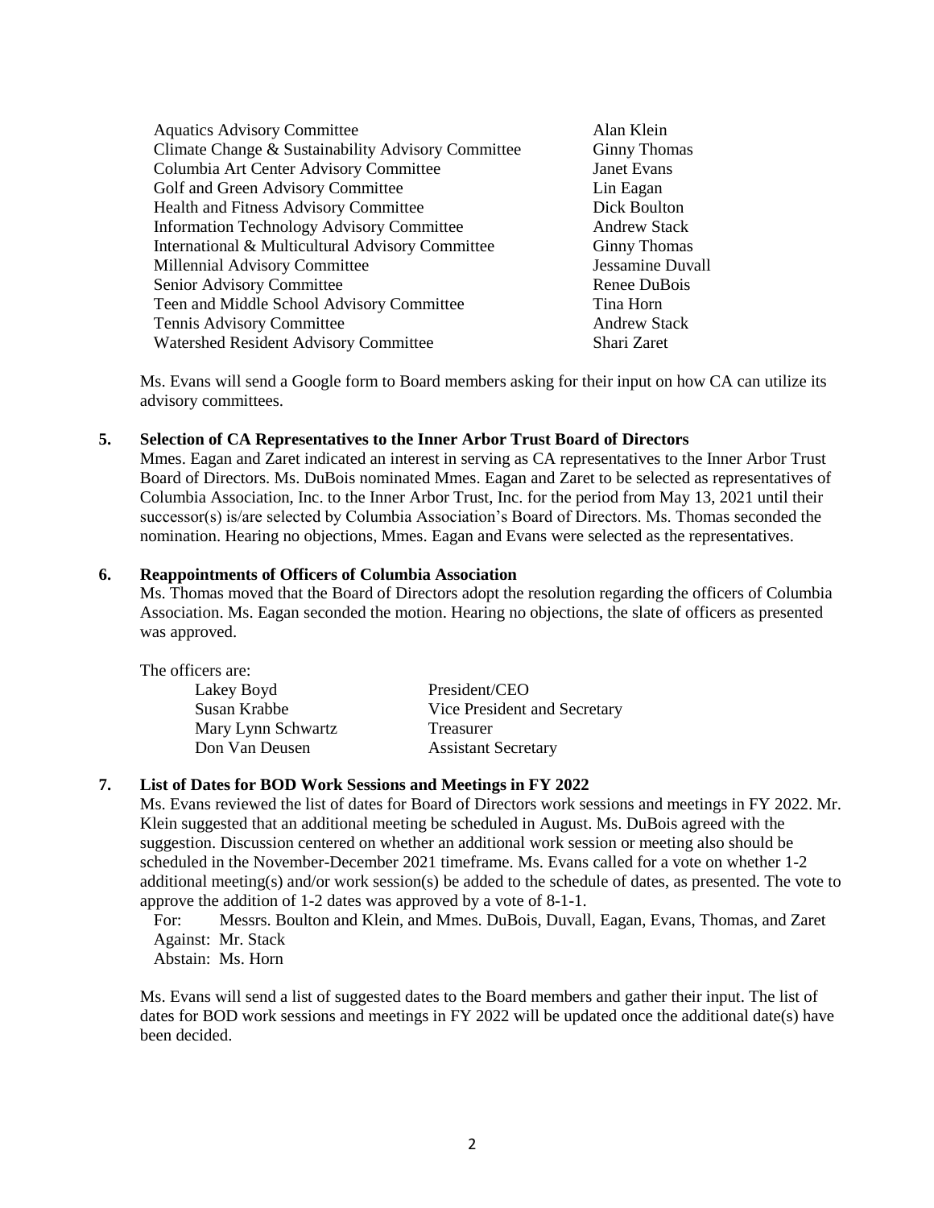| Committee | Representative |
|---|---|
| Aquatics Advisory Committee | Alan Klein |
| Climate Change & Sustainability Advisory Committee | Ginny Thomas |
| Columbia Art Center Advisory Committee | Janet Evans |
| Golf and Green Advisory Committee | Lin Eagan |
| Health and Fitness Advisory Committee | Dick Boulton |
| Information Technology Advisory Committee | Andrew Stack |
| International & Multicultural Advisory Committee | Ginny Thomas |
| Millennial Advisory Committee | Jessamine Duvall |
| Senior Advisory Committee | Renee DuBois |
| Teen and Middle School Advisory Committee | Tina Horn |
| Tennis Advisory Committee | Andrew Stack |
| Watershed Resident Advisory Committee | Shari Zaret |

Ms. Evans will send a Google form to Board members asking for their input on how CA can utilize its advisory committees.

**5. Selection of CA Representatives to the Inner Arbor Trust Board of Directors**

Mmes. Eagan and Zaret indicated an interest in serving as CA representatives to the Inner Arbor Trust Board of Directors. Ms. DuBois nominated Mmes. Eagan and Zaret to be selected as representatives of Columbia Association, Inc. to the Inner Arbor Trust, Inc. for the period from May 13, 2021 until their successor(s) is/are selected by Columbia Association's Board of Directors. Ms. Thomas seconded the nomination. Hearing no objections, Mmes. Eagan and Evans were selected as the representatives.

**6. Reappointments of Officers of Columbia Association**

Ms. Thomas moved that the Board of Directors adopt the resolution regarding the officers of Columbia Association. Ms. Eagan seconded the motion. Hearing no objections, the slate of officers as presented was approved.

The officers are:

| Name | Office |
|---|---|
| Lakey Boyd | President/CEO |
| Susan Krabbe | Vice President and Secretary |
| Mary Lynn Schwartz | Treasurer |
| Don Van Deusen | Assistant Secretary |

**7. List of Dates for BOD Work Sessions and Meetings in FY 2022**

Ms. Evans reviewed the list of dates for Board of Directors work sessions and meetings in FY 2022. Mr. Klein suggested that an additional meeting be scheduled in August. Ms. DuBois agreed with the suggestion. Discussion centered on whether an additional work session or meeting also should be scheduled in the November-December 2021 timeframe. Ms. Evans called for a vote on whether 1-2 additional meeting(s) and/or work session(s) be added to the schedule of dates, as presented. The vote to approve the addition of 1-2 dates was approved by a vote of 8-1-1.

For: Messrs. Boulton and Klein, and Mmes. DuBois, Duvall, Eagan, Evans, Thomas, and Zaret
Against: Mr. Stack
Abstain: Ms. Horn

Ms. Evans will send a list of suggested dates to the Board members and gather their input. The list of dates for BOD work sessions and meetings in FY 2022 will be updated once the additional date(s) have been decided.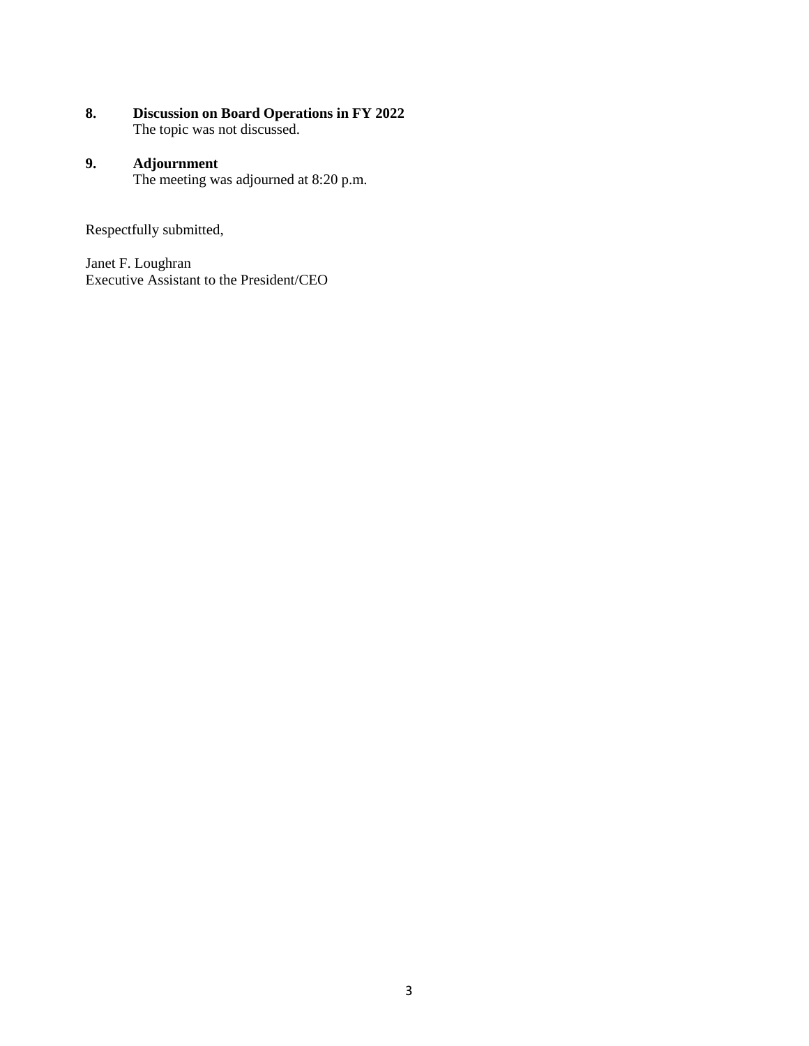**8. Discussion on Board Operations in FY 2022**

The topic was not discussed.

**9. Adjournment**

The meeting was adjourned at 8:20 p.m.

Respectfully submitted,

Janet F. Loughran
Executive Assistant to the President/CEO